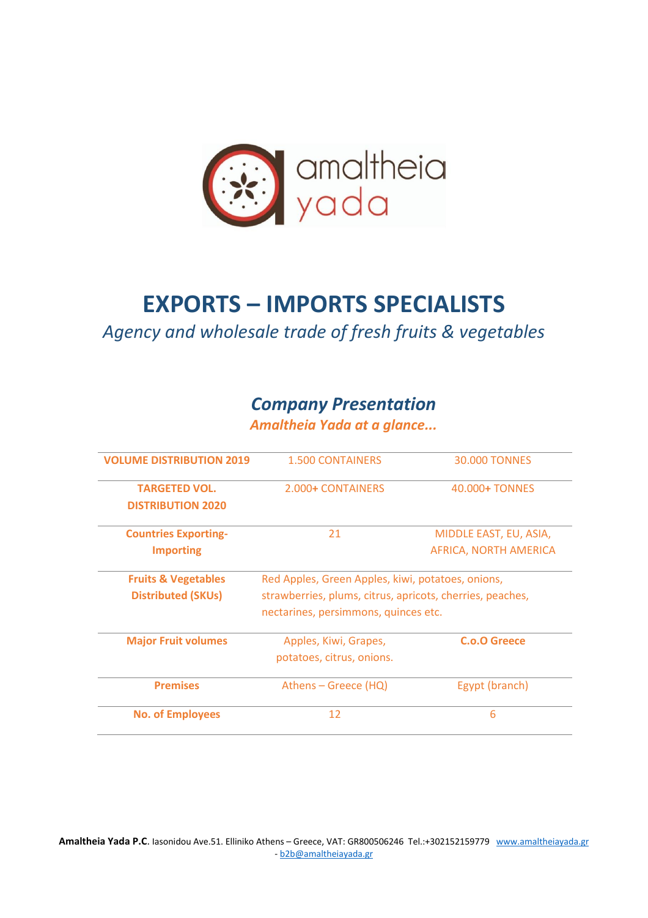amaltheia yada

# EXPORTS – IMPORTS SPECIALISTS

*Agency and wholesale trade of fresh fruits & vegetables*

## *Company Presentation*

***Amaltheia Yada at a glance...***

| | | |
|---|---|---|
| **VOLUME DISTRIBUTION 2019** | 1.500 CONTAINERS | 30.000 TONNES |
| **TARGETED VOL. DISTRIBUTION 2020** | 2.000+ CONTAINERS | 40.000+ TONNES |
| **Countries Exporting-Importing** | 21 | MIDDLE EAST, EU, ASIA, AFRICA, NORTH AMERICA |
| **Fruits & Vegetables Distributed (SKUs)** | Red Apples, Green Apples, kiwi, potatoes, onions, strawberries, plums, citrus, apricots, cherries, peaches, nectarines, persimmons, quinces etc. | |
| **Major Fruit volumes** | Apples, Kiwi, Grapes, potatoes, citrus, onions. | **C.o.O Greece** |
| **Premises** | Athens – Greece (HQ) | Egypt (branch) |
| **No. of Employees** | 12 | 6 |

**Amaltheia Yada P.C**. Iasonidou Ave.51. Elliniko Athens – Greece, VAT: GR800506246 Tel.:+302152159779 www.amaltheiayada.gr - b2b@amaltheiayada.gr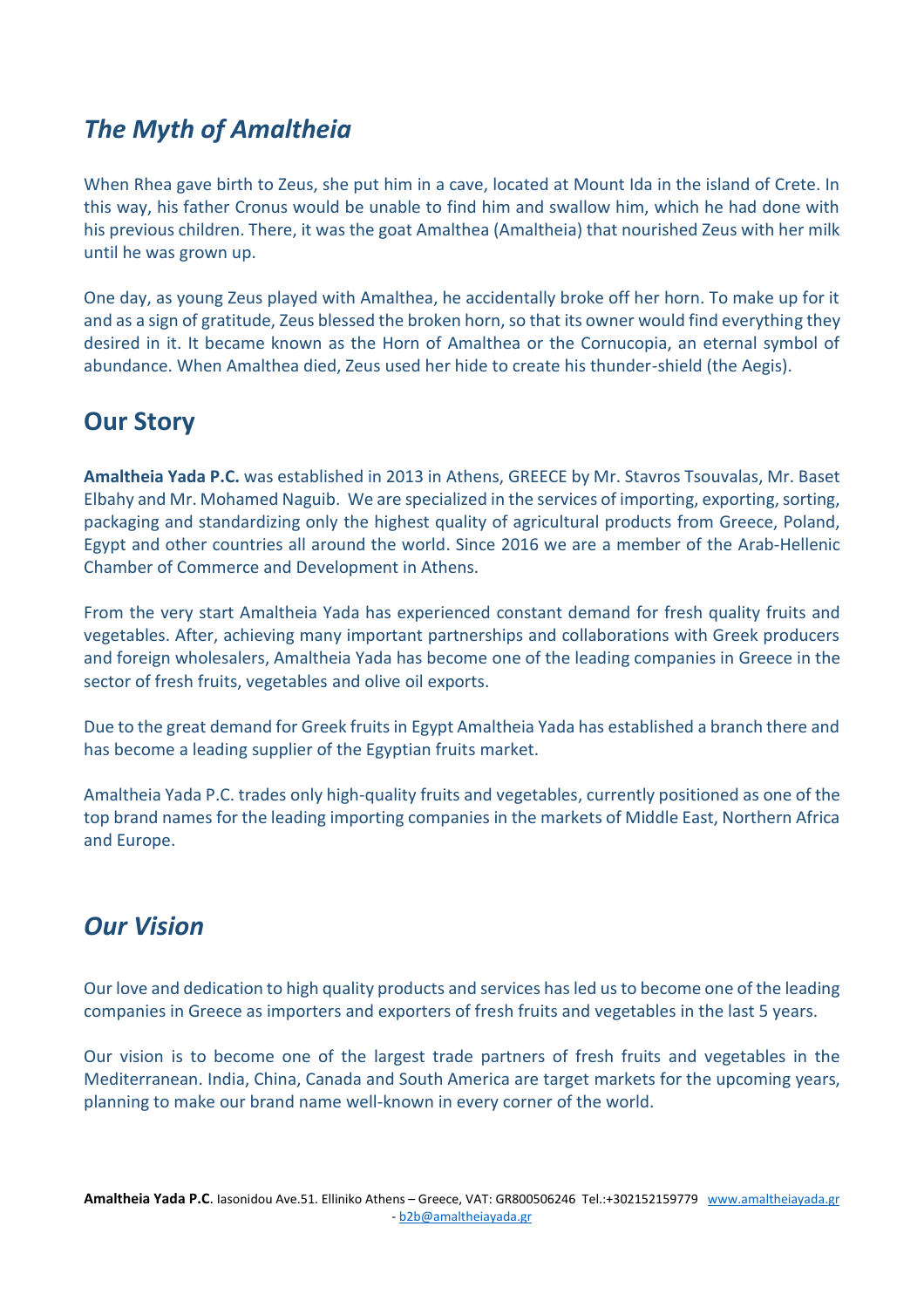## *The Myth of Amaltheia*

When Rhea gave birth to Zeus, she put him in a cave, located at Mount Ida in the island of Crete. In this way, his father Cronus would be unable to find him and swallow him, which he had done with his previous children. There, it was the goat Amalthea (Amaltheia) that nourished Zeus with her milk until he was grown up.

One day, as young Zeus played with Amalthea, he accidentally broke off her horn. To make up for it and as a sign of gratitude, Zeus blessed the broken horn, so that its owner would find everything they desired in it. It became known as the Horn of Amalthea or the Cornucopia, an eternal symbol of abundance. When Amalthea died, Zeus used her hide to create his thunder-shield (the Aegis).

## Our Story

**Amaltheia Yada P.C.** was established in 2013 in Athens, GREECE by Mr. Stavros Tsouvalas, Mr. Baset Elbahy and Mr. Mohamed Naguib. We are specialized in the services of importing, exporting, sorting, packaging and standardizing only the highest quality of agricultural products from Greece, Poland, Egypt and other countries all around the world. Since 2016 we are a member of the Arab-Hellenic Chamber of Commerce and Development in Athens.

From the very start Amaltheia Yada has experienced constant demand for fresh quality fruits and vegetables. After, achieving many important partnerships and collaborations with Greek producers and foreign wholesalers, Amaltheia Yada has become one of the leading companies in Greece in the sector of fresh fruits, vegetables and olive oil exports.

Due to the great demand for Greek fruits in Egypt Amaltheia Yada has established a branch there and has become a leading supplier of the Egyptian fruits market.

Amaltheia Yada P.C. trades only high-quality fruits and vegetables, currently positioned as one of the top brand names for the leading importing companies in the markets of Middle East, Northern Africa and Europe.

## *Our Vision*

Our love and dedication to high quality products and services has led us to become one of the leading companies in Greece as importers and exporters of fresh fruits and vegetables in the last 5 years.

Our vision is to become one of the largest trade partners of fresh fruits and vegetables in the Mediterranean. India, China, Canada and South America are target markets for the upcoming years, planning to make our brand name well-known in every corner of the world.

**Amaltheia Yada P.C**. Iasonidou Ave.51. Elliniko Athens – Greece, VAT: GR800506246 Tel.:+302152159779 www.amaltheiayada.gr - b2b@amaltheiayada.gr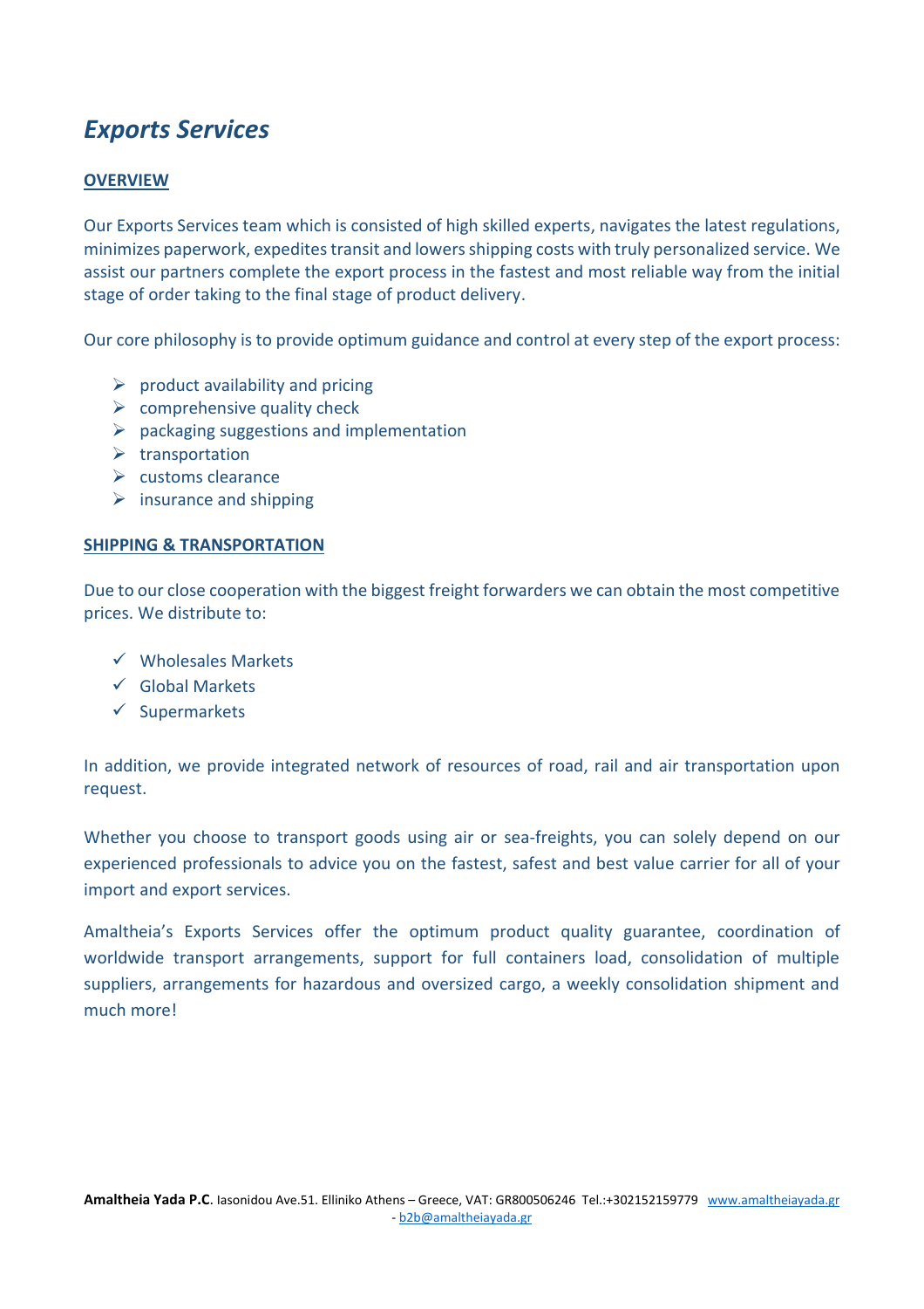# *Exports Services*

**OVERVIEW**

Our Exports Services team which is consisted of high skilled experts, navigates the latest regulations, minimizes paperwork, expedites transit and lowers shipping costs with truly personalized service. We assist our partners complete the export process in the fastest and most reliable way from the initial stage of order taking to the final stage of product delivery.

Our core philosophy is to provide optimum guidance and control at every step of the export process:

- product availability and pricing
- comprehensive quality check
- packaging suggestions and implementation
- transportation
- customs clearance
- insurance and shipping

**SHIPPING & TRANSPORTATION**

Due to our close cooperation with the biggest freight forwarders we can obtain the most competitive prices. We distribute to:

- ✓ Wholesales Markets
- ✓ Global Markets
- ✓ Supermarkets

In addition, we provide integrated network of resources of road, rail and air transportation upon request.

Whether you choose to transport goods using air or sea-freights, you can solely depend on our experienced professionals to advice you on the fastest, safest and best value carrier for all of your import and export services.

Amaltheia's Exports Services offer the optimum product quality guarantee, coordination of worldwide transport arrangements, support for full containers load, consolidation of multiple suppliers, arrangements for hazardous and oversized cargo, a weekly consolidation shipment and much more!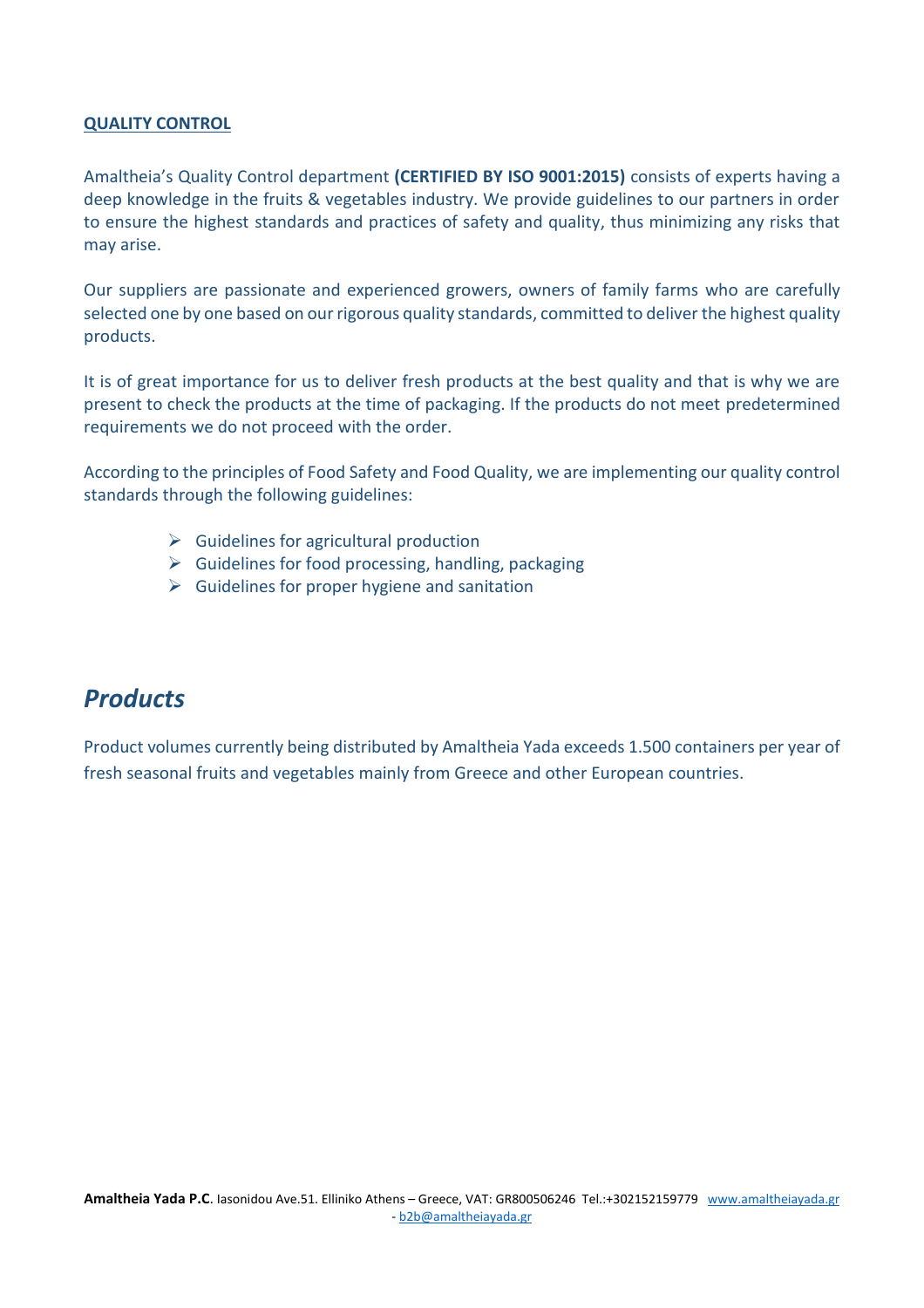## QUALITY CONTROL

Amaltheia's Quality Control department **(CERTIFIED BY ISO 9001:2015)** consists of experts having a deep knowledge in the fruits & vegetables industry. We provide guidelines to our partners in order to ensure the highest standards and practices of safety and quality, thus minimizing any risks that may arise.

Our suppliers are passionate and experienced growers, owners of family farms who are carefully selected one by one based on our rigorous quality standards, committed to deliver the highest quality products.

It is of great importance for us to deliver fresh products at the best quality and that is why we are present to check the products at the time of packaging. If the products do not meet predetermined requirements we do not proceed with the order.

According to the principles of Food Safety and Food Quality, we are implementing our quality control standards through the following guidelines:

- Guidelines for agricultural production
- Guidelines for food processing, handling, packaging
- Guidelines for proper hygiene and sanitation

# *Products*

Product volumes currently being distributed by Amaltheia Yada exceeds 1.500 containers per year of fresh seasonal fruits and vegetables mainly from Greece and other European countries.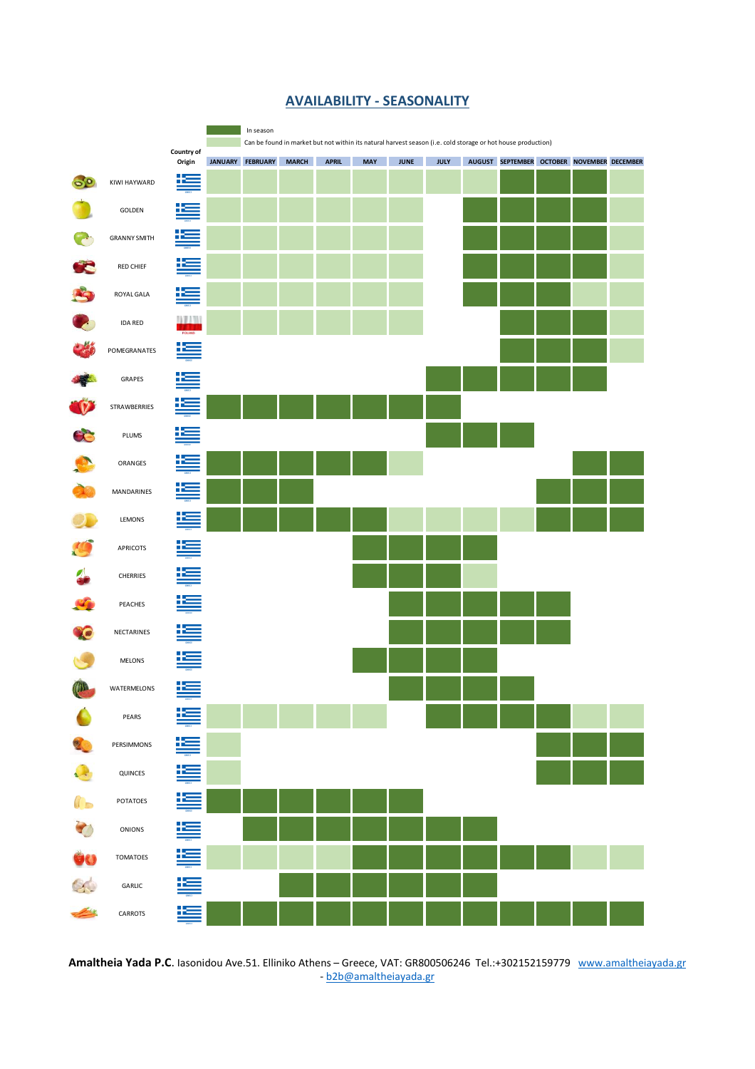# AVAILABILITY - SEASONALITY

■ In season

□ Can be found in market but not within its natural harvest season (i.e. cold storage or hot house production)

| | Country of Origin | JANUARY | FEBRUARY | MARCH | APRIL | MAY | JUNE | JULY | AUGUST | SEPTEMBER | OCTOBER | NOVEMBER | DECEMBER |
|---|---|---|---|---|---|---|---|---|---|---|---|---|---|
| KIWI HAYWARD | GREECE | □ | □ | □ | □ | □ | □ | □ | □ | ■ | ■ | ■ | □ |
| GOLDEN | GREECE | □ | □ | □ | □ | □ | □ | | ■ | ■ | ■ | ■ | □ |
| GRANNY SMITH | GREECE | □ | □ | □ | □ | □ | □ | | ■ | ■ | ■ | ■ | □ |
| RED CHIEF | GREECE | □ | □ | □ | □ | □ | □ | | ■ | ■ | ■ | ■ | □ |
| ROYAL GALA | GREECE | □ | □ | □ | □ | □ | □ | | ■ | ■ | ■ | □ | □ |
| IDA RED | POLAND | □ | □ | □ | □ | □ | □ | | | ■ | ■ | ■ | □ |
| POMEGRANATES | GREECE | | | | | | | | | ■ | ■ | ■ | □ |
| GRAPES | GREECE | | | | | | | ■ | ■ | ■ | ■ | ■ | |
| STRAWBERRIES | GREECE | ■ | ■ | ■ | ■ | ■ | ■ | ■ | | | | | |
| PLUMS | GREECE | | | | | | | ■ | ■ | ■ | | | |
| ORANGES | GREECE | ■ | ■ | ■ | ■ | ■ | □ | | | | | ■ | ■ |
| MANDARINES | GREECE | ■ | ■ | ■ | | | | | | | ■ | ■ | ■ |
| LEMONS | GREECE | ■ | ■ | ■ | ■ | ■ | □ | □ | □ | □ | ■ | ■ | ■ |
| APRICOTS | GREECE | | | | | ■ | ■ | ■ | ■ | | | | |
| CHERRIES | GREECE | | | | | ■ | ■ | ■ | □ | | | | |
| PEACHES | GREECE | | | | | | ■ | ■ | ■ | ■ | ■ | | |
| NECTARINES | GREECE | | | | | | ■ | ■ | ■ | ■ | ■ | | |
| MELONS | GREECE | | | | | ■ | ■ | ■ | ■ | | | | |
| WATERMELONS | GREECE | | | | | | ■ | ■ | ■ | ■ | | | |
| PEARS | GREECE | □ | □ | □ | □ | □ | | ■ | ■ | ■ | ■ | □ | □ |
| PERSIMMONS | GREECE | □ | | | | | | | | | ■ | ■ | ■ |
| QUINCES | GREECE | □ | | | | | | | | | ■ | ■ | ■ |
| POTATOES | GREECE | ■ | ■ | ■ | ■ | ■ | ■ | | | | | | |
| ONIONS | GREECE | | ■ | ■ | ■ | ■ | ■ | ■ | ■ | | | | |
| TOMATOES | GREECE | □ | □ | □ | □ | ■ | ■ | ■ | ■ | ■ | ■ | □ | □ |
| GARLIC | GREECE | | | ■ | ■ | ■ | ■ | ■ | ■ | | | | |
| CARROTS | GREECE | ■ | ■ | ■ | ■ | ■ | ■ | ■ | ■ | ■ | ■ | ■ | ■ |

**Amaltheia Yada P.C.** Iasonidou Ave.51. Elliniko Athens – Greece, VAT: GR800506246 Tel.:+302152159779 www.amaltheiayada.gr - b2b@amaltheiayada.gr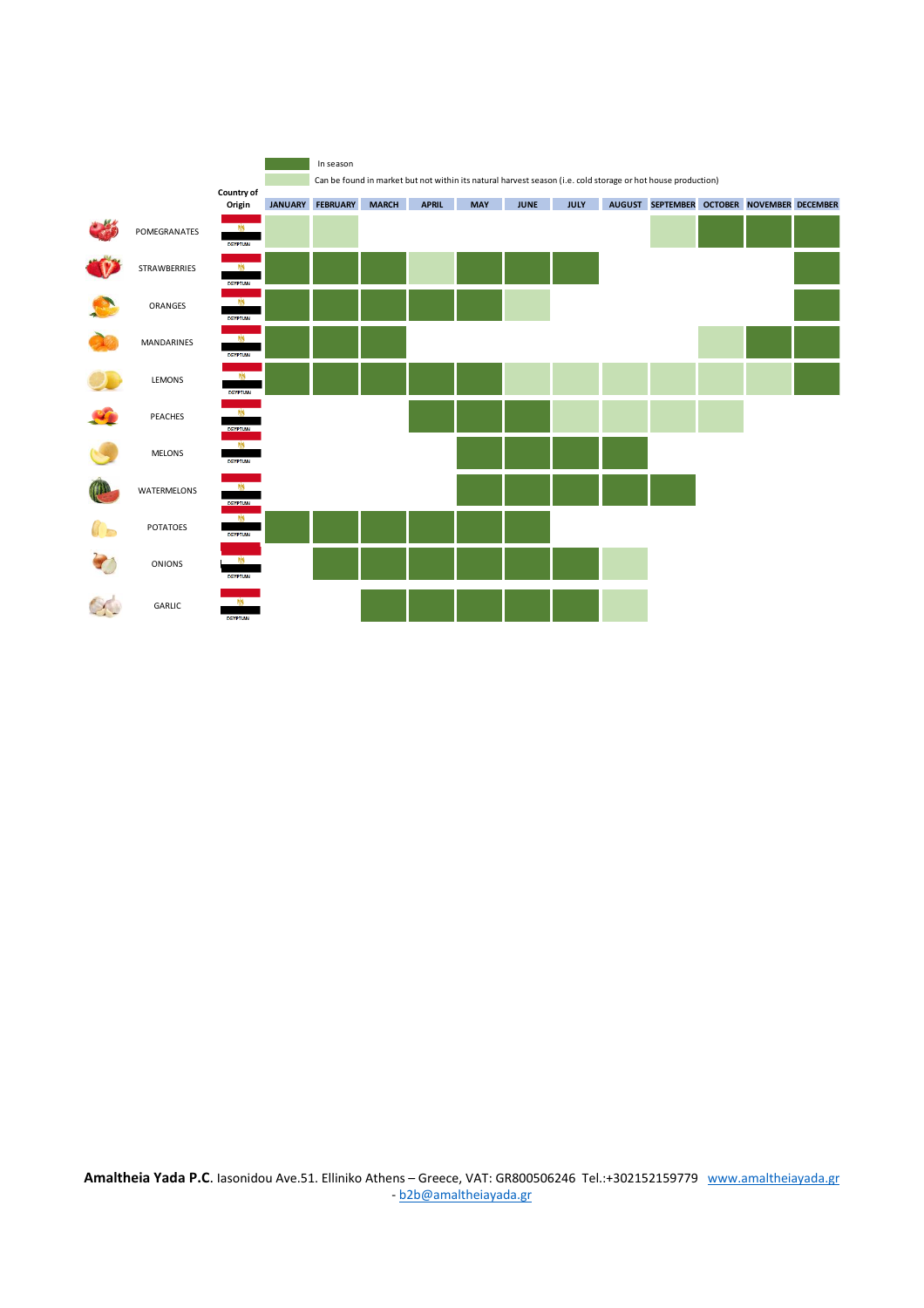| Legend | |
|---|---|
| ■ | In season |
| □ | Can be found in market but not within its natural harvest season (i.e. cold storage or hot house production) |

| | Country of Origin | JANUARY | FEBRUARY | MARCH | APRIL | MAY | JUNE | JULY | AUGUST | SEPTEMBER | OCTOBER | NOVEMBER | DECEMBER |
|---|---|---|---|---|---|---|---|---|---|---|---|---|---|
| POMEGRANATES | EGYPTIAN | □ | □ | | | | | | | □ | ■ | ■ | ■ |
| STRAWBERRIES | EGYPTIAN | ■ | ■ | ■ | □ | ■ | ■ | ■ | | | | | ■ |
| ORANGES | EGYPTIAN | ■ | ■ | ■ | ■ | ■ | □ | | | | | | ■ |
| MANDARINES | EGYPTIAN | ■ | ■ | ■ | | | | | | | □ | ■ | ■ |
| LEMONS | EGYPTIAN | ■ | ■ | ■ | ■ | ■ | □ | □ | □ | □ | □ | □ | ■ |
| PEACHES | EGYPTIAN | | | | ■ | ■ | ■ | □ | □ | □ | □ | | |
| MELONS | EGYPTIAN | | | | | ■ | ■ | ■ | ■ | | | | |
| WATERMELONS | EGYPTIAN | | | | | ■ | ■ | ■ | ■ | ■ | | | |
| POTATOES | EGYPTIAN | ■ | ■ | ■ | ■ | ■ | ■ | | | | | | |
| ONIONS | EGYPTIAN | | ■ | ■ | ■ | ■ | ■ | ■ | □ | | | | |
| GARLIC | EGYPTIAN | | | ■ | ■ | ■ | ■ | ■ | □ | | | | |

**Amaltheia Yada P.C.** Iasonidou Ave.51. Elliniko Athens – Greece, VAT: GR800506246 Tel.:+302152159779 www.amaltheiayada.gr - b2b@amaltheiayada.gr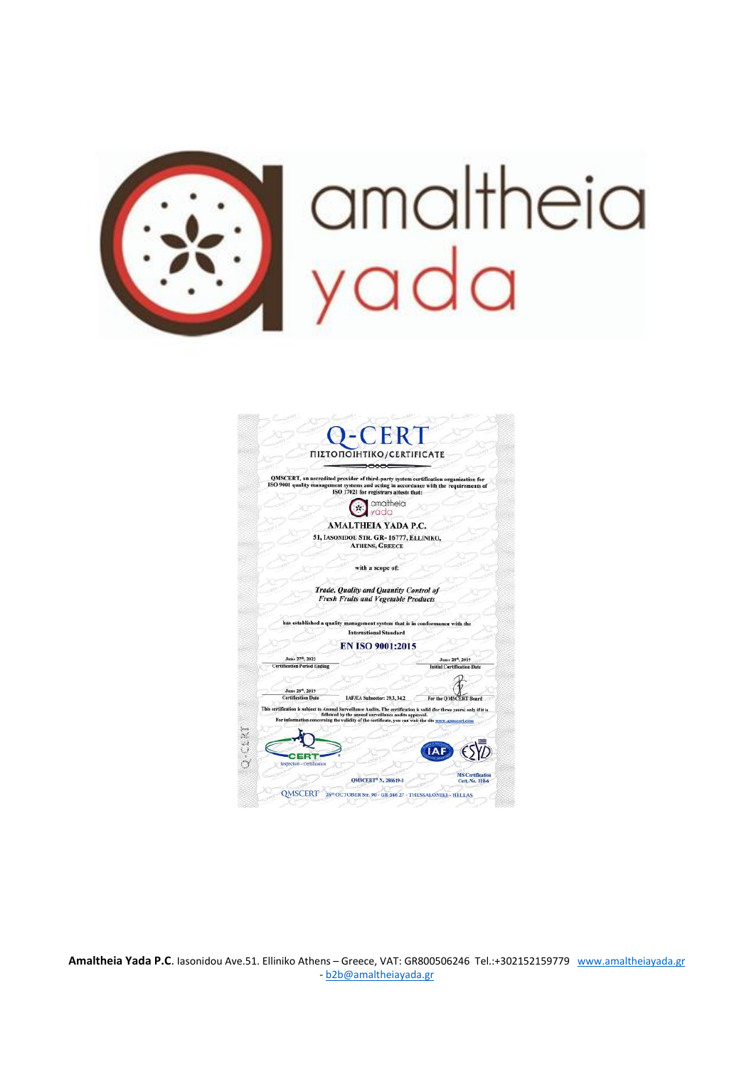amaltheia yada

# Q-CERT

ΠΙΣΤΟΠΟΙΗΤΙΚΟ/CERTIFICATE

QMSCERT, an accredited provider of third-party system certification organization for ISO 9001 quality management systems and acting in accordance with the requirements of ISO 17021 for registrars attests that:

amaltheia yada

**AMALTHEIA YADA P.C.**

51, IASONIDOU STR. GR- 16777, ELLINIKO, ATHENS, GREECE

with a scope of:

***Trade, Quality and Quantity Control of Fresh Fruits and Vegetable Products***

has established a quality management system that is in conformance with the International Standard

**EN ISO 9001:2015**

June 27th, 2022
Certification Period Ending

June 28th, 2019
Initial Certification Date

June 28th, 2019
Certification Date

IAF/EA Subsector: 29.3, 34.2

For the QMSCERT Board

This certification is subject to Annual Surveillance Audits. The certification is valid (for three years) only if it is followed by the annual surveillance audits approval.
For information concerning the validity of the certificate, you can visit the site www.qmscert.com

CERT Inspection - Certification

IAF

ΕΣΥΔ

MS Certification Cert. No. 110-6

QMSCERT® N. 280619-3

QMSCERT 26th OCTOBER Str. 90 - GR 546 27 - THESSALONIKI - HELLAS

**Amaltheia Yada P.C**. Iasonidou Ave.51. Elliniko Athens – Greece, VAT: GR800506246 Tel.:+302152159779 www.amaltheiayada.gr - b2b@amaltheiayada.gr